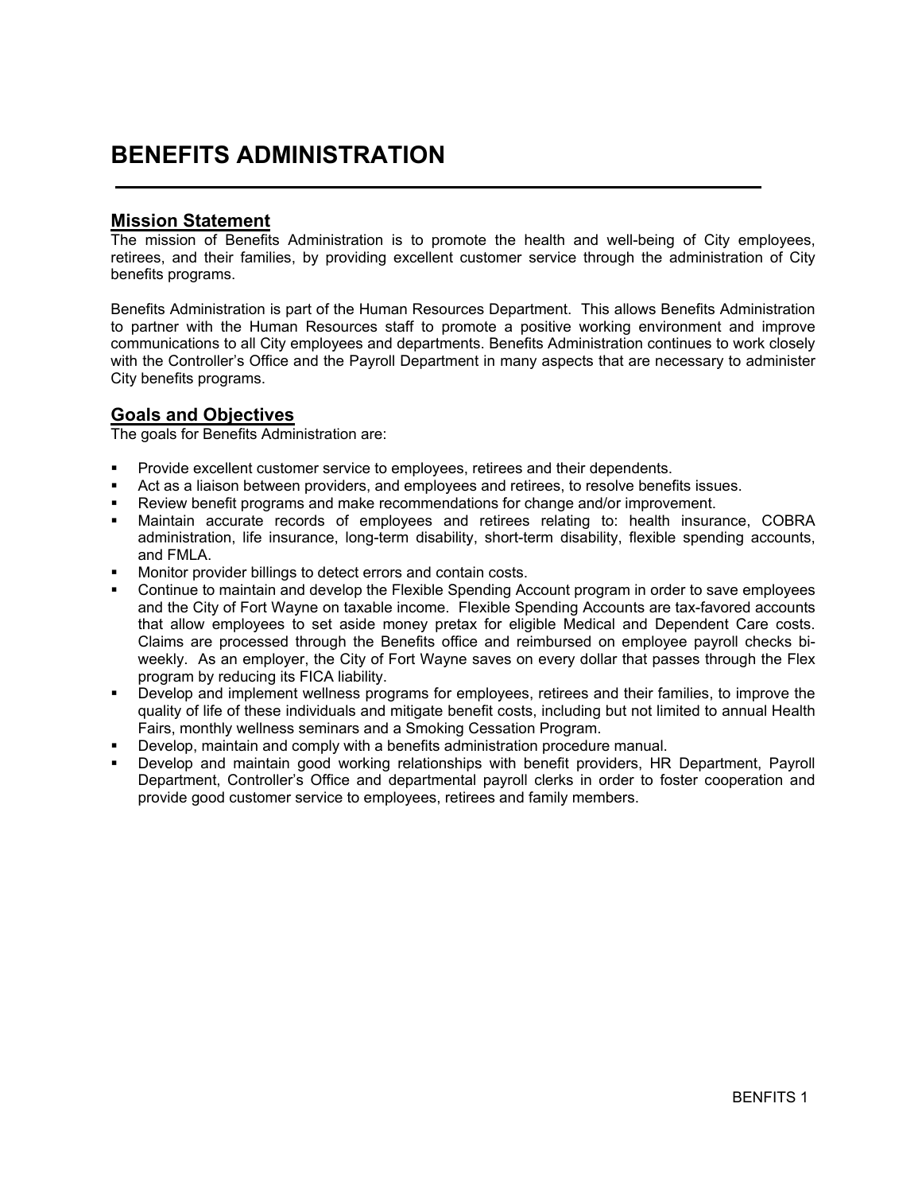# BENEFITS ADMINISTRATION

## Mission Statement

The mission of Benefits Administration is to promote the health and well-being of City employees, retirees, and their families, by providing excellent customer service through the administration of City benefits programs.

Benefits Administration is part of the Human Resources Department. This allows Benefits Administration to partner with the Human Resources staff to promote a positive working environment and improve communications to all City employees and departments. Benefits Administration continues to work closely with the Controller's Office and the Payroll Department in many aspects that are necessary to administer City benefits programs.

## Goals and Objectives

The goals for Benefits Administration are:

- Provide excellent customer service to employees, retirees and their dependents.
- Act as a liaison between providers, and employees and retirees, to resolve benefits issues.
- Review benefit programs and make recommendations for change and/or improvement.
- Maintain accurate records of employees and retirees relating to: health insurance, COBRA administration, life insurance, long-term disability, short-term disability, flexible spending accounts, and FMLA.
- Monitor provider billings to detect errors and contain costs.
- Continue to maintain and develop the Flexible Spending Account program in order to save employees and the City of Fort Wayne on taxable income. Flexible Spending Accounts are tax-favored accounts that allow employees to set aside money pretax for eligible Medical and Dependent Care costs. Claims are processed through the Benefits office and reimbursed on employee payroll checks bi-weekly. As an employer, the City of Fort Wayne saves on every dollar that passes through the Flex program by reducing its FICA liability.
- Develop and implement wellness programs for employees, retirees and their families, to improve the quality of life of these individuals and mitigate benefit costs, including but not limited to annual Health Fairs, monthly wellness seminars and a Smoking Cessation Program.
- Develop, maintain and comply with a benefits administration procedure manual.
- Develop and maintain good working relationships with benefit providers, HR Department, Payroll Department, Controller's Office and departmental payroll clerks in order to foster cooperation and provide good customer service to employees, retirees and family members.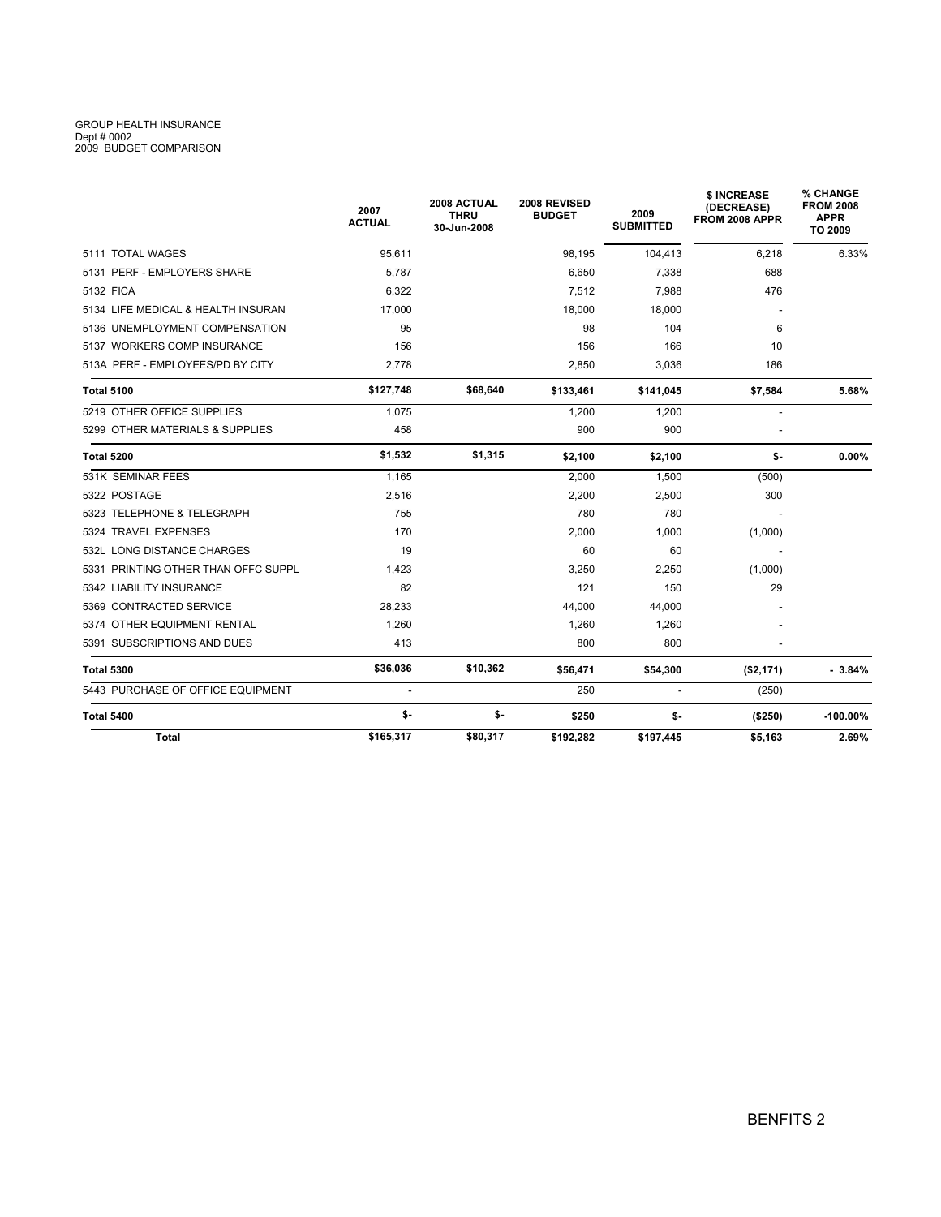GROUP HEALTH INSURANCE
Dept # 0002
2009 BUDGET COMPARISON

| | 2007 ACTUAL | 2008 ACTUAL THRU 30-Jun-2008 | 2008 REVISED BUDGET | 2009 SUBMITTED | $ INCREASE (DECREASE) FROM 2008 APPR | % CHANGE FROM 2008 APPR TO 2009 |
|---|---|---|---|---|---|---|
| 5111 TOTAL WAGES | 95,611 | | 98,195 | 104,413 | 6,218 | 6.33% |
| 5131 PERF - EMPLOYERS SHARE | 5,787 | | 6,650 | 7,338 | 688 | |
| 5132 FICA | 6,322 | | 7,512 | 7,988 | 476 | |
| 5134 LIFE MEDICAL & HEALTH INSURAN | 17,000 | | 18,000 | 18,000 | - | |
| 5136 UNEMPLOYMENT COMPENSATION | 95 | | 98 | 104 | 6 | |
| 5137 WORKERS COMP INSURANCE | 156 | | 156 | 166 | 10 | |
| 513A PERF - EMPLOYEES/PD BY CITY | 2,778 | | 2,850 | 3,036 | 186 | |
| **Total 5100** | **$127,748** | **$68,640** | **$133,461** | **$141,045** | **$7,584** | **5.68%** |
| 5219 OTHER OFFICE SUPPLIES | 1,075 | | 1,200 | 1,200 | - | |
| 5299 OTHER MATERIALS & SUPPLIES | 458 | | 900 | 900 | - | |
| **Total 5200** | **$1,532** | **$1,315** | **$2,100** | **$2,100** | **$-** | **0.00%** |
| 531K SEMINAR FEES | 1,165 | | 2,000 | 1,500 | (500) | |
| 5322 POSTAGE | 2,516 | | 2,200 | 2,500 | 300 | |
| 5323 TELEPHONE & TELEGRAPH | 755 | | 780 | 780 | - | |
| 5324 TRAVEL EXPENSES | 170 | | 2,000 | 1,000 | (1,000) | |
| 532L LONG DISTANCE CHARGES | 19 | | 60 | 60 | - | |
| 5331 PRINTING OTHER THAN OFFC SUPPL | 1,423 | | 3,250 | 2,250 | (1,000) | |
| 5342 LIABILITY INSURANCE | 82 | | 121 | 150 | 29 | |
| 5369 CONTRACTED SERVICE | 28,233 | | 44,000 | 44,000 | - | |
| 5374 OTHER EQUIPMENT RENTAL | 1,260 | | 1,260 | 1,260 | - | |
| 5391 SUBSCRIPTIONS AND DUES | 413 | | 800 | 800 | - | |
| **Total 5300** | **$36,036** | **$10,362** | **$56,471** | **$54,300** | **($2,171)** | **- 3.84%** |
| 5443 PURCHASE OF OFFICE EQUIPMENT | - | | 250 | - | (250) | |
| **Total 5400** | **$-** | **$-** | **$250** | **$-** | **($250)** | **-100.00%** |
| **Total** | **$165,317** | **$80,317** | **$192,282** | **$197,445** | **$5,163** | **2.69%** |

BENFITS 2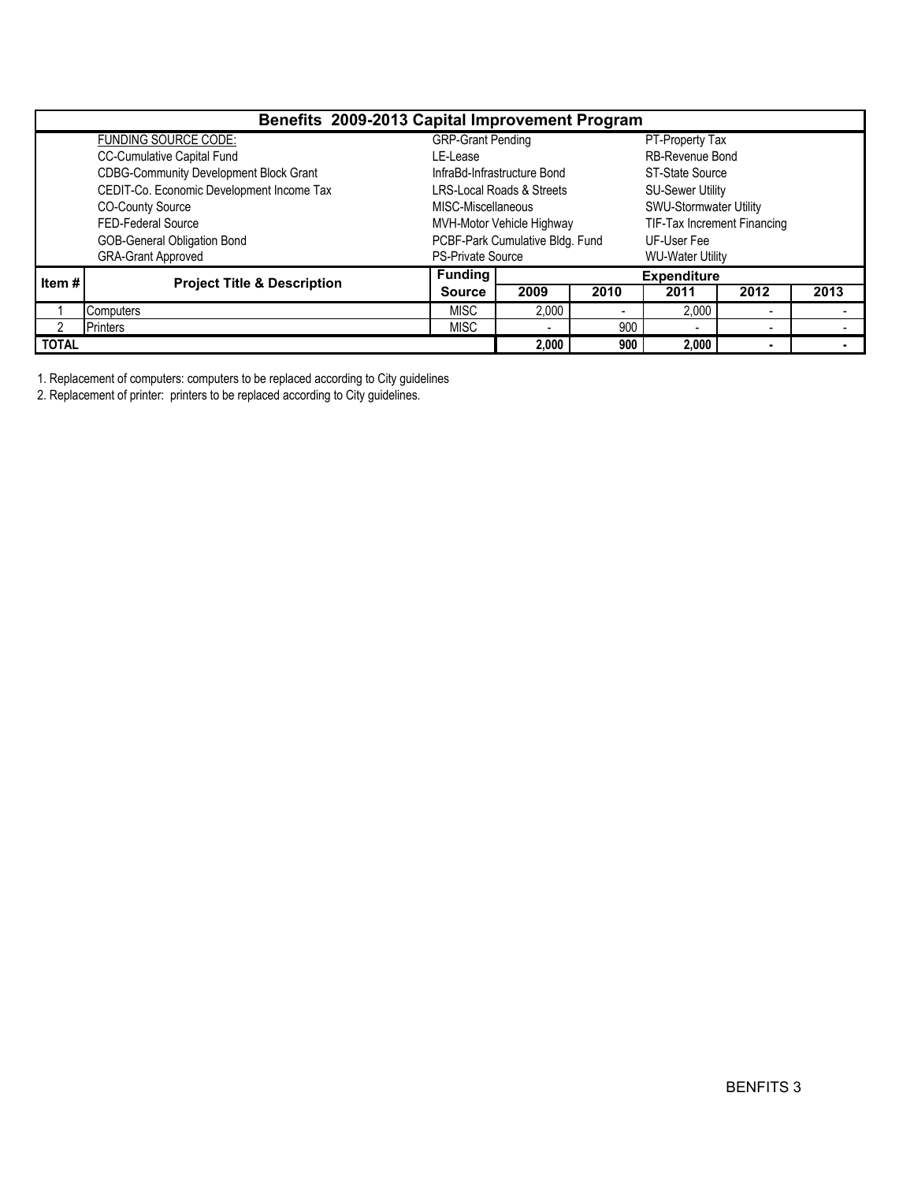# Benefits 2009-2013 Capital Improvement Program

| FUNDING SOURCE CODE: | | |
|---|---|---|
| CC-Cumulative Capital Fund | GRP-Grant Pending | PT-Property Tax |
| CDBG-Community Development Block Grant | LE-Lease | RB-Revenue Bond |
| CEDIT-Co. Economic Development Income Tax | InfraBd-Infrastructure Bond | ST-State Source |
| CO-County Source | LRS-Local Roads & Streets | SU-Sewer Utility |
| FED-Federal Source | MISC-Miscellaneous | SWU-Stormwater Utility |
| GOB-General Obligation Bond | MVH-Motor Vehicle Highway | TIF-Tax Increment Financing |
| GRA-Grant Approved | PCBF-Park Cumulative Bldg. Fund | UF-User Fee |
| | PS-Private Source | WU-Water Utility |

| Item # | Project Title & Description | Funding Source | Expenditure | | | | |
|---|---|---|---|---|---|---|---|
| | | | 2009 | 2010 | 2011 | 2012 | 2013 |
| 1 | Computers | MISC | 2,000 | - | 2,000 | - | - |
| 2 | Printers | MISC | - | 900 | - | - | - |
| **TOTAL** | | | **2,000** | **900** | **2,000** | **-** | **-** |

1. Replacement of computers: computers to be replaced according to City guidelines
2. Replacement of printer: printers to be replaced according to City guidelines.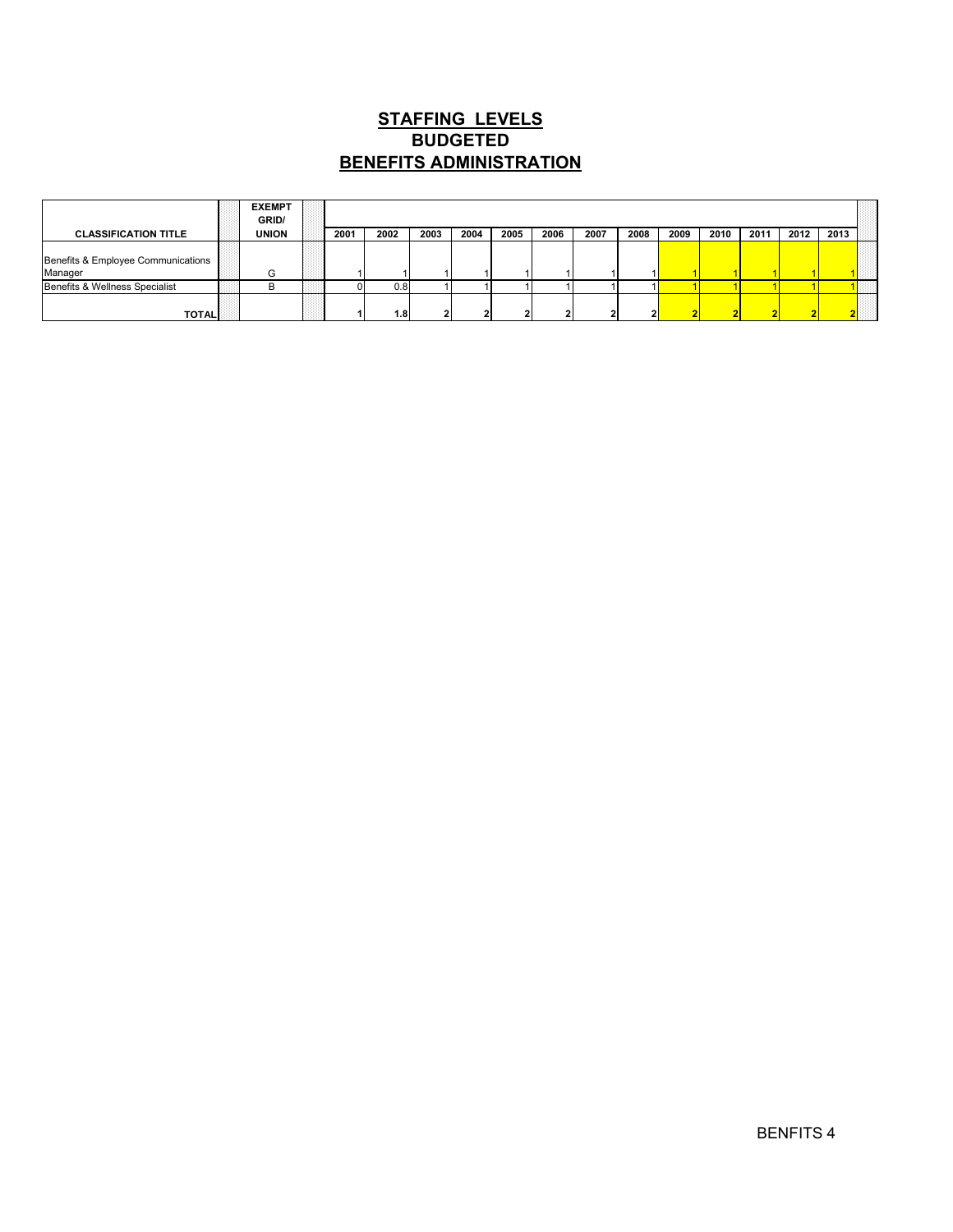# STAFFING LEVELS
## BUDGETED
## BENEFITS ADMINISTRATION

| CLASSIFICATION TITLE | EXEMPT GRID/ UNION | 2001 | 2002 | 2003 | 2004 | 2005 | 2006 | 2007 | 2008 | 2009 | 2010 | 2011 | 2012 | 2013 |
|---|---|---|---|---|---|---|---|---|---|---|---|---|---|---|
| Benefits & Employee Communications Manager | G | 1 | 1 | 1 | 1 | 1 | 1 | 1 | 1 | 1 | 1 | 1 | 1 | 1 |
| Benefits & Wellness Specialist | B | 0 | 0.8 | 1 | 1 | 1 | 1 | 1 | 1 | 1 | 1 | 1 | 1 | 1 |
| **TOTAL** | | **1** | **1.8** | **2** | **2** | **2** | **2** | **2** | **2** | **2** | **2** | **2** | **2** | **2** |

BENFITS 4